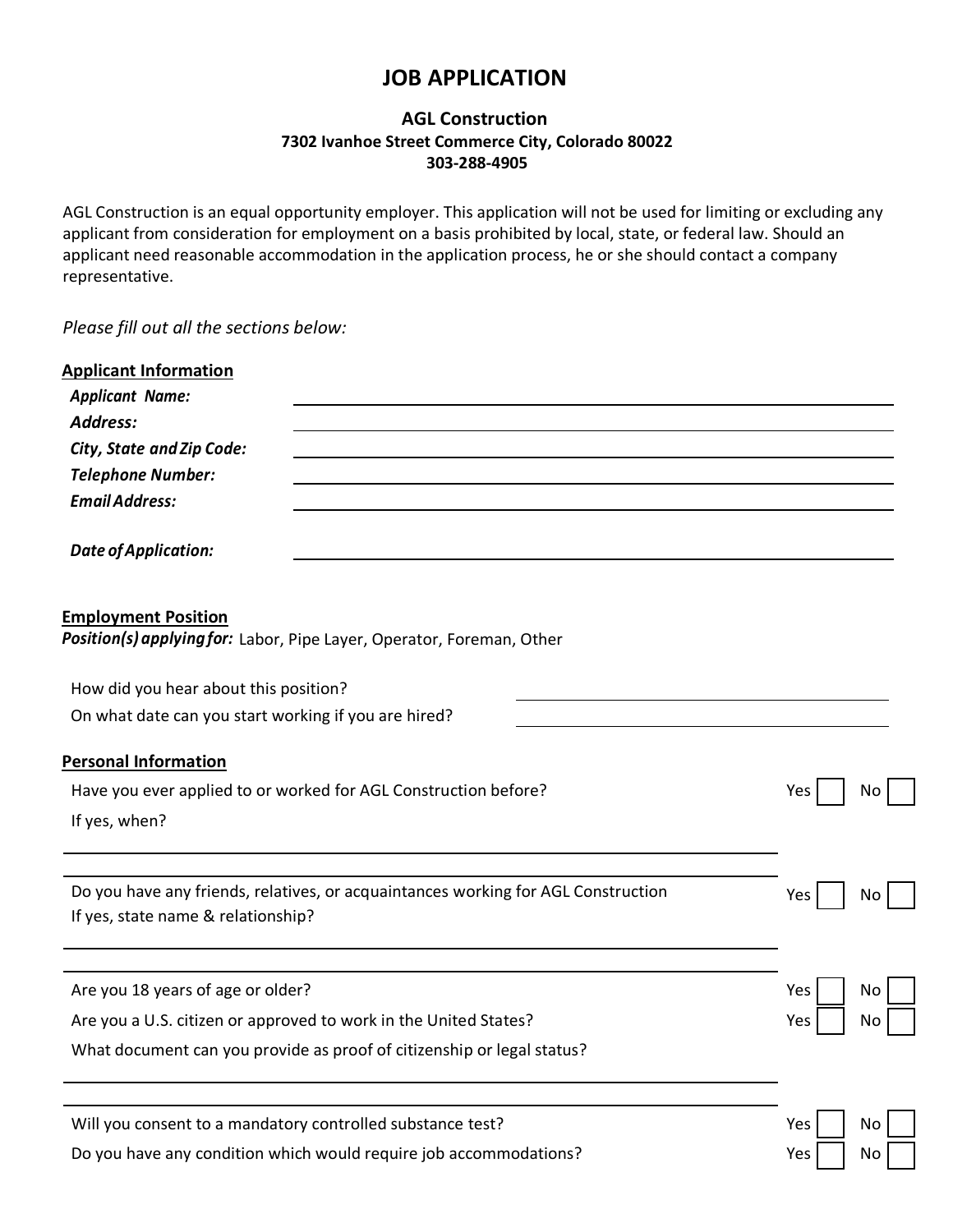# JOB APPLICATION

**AGL Construction**
**7302 Ivanhoe Street Commerce City, Colorado 80022**
**303-288-4905**

AGL Construction is an equal opportunity employer. This application will not be used for limiting or excluding any applicant from consideration for employment on a basis prohibited by local, state, or federal law. Should an applicant need reasonable accommodation in the application process, he or she should contact a company representative.

*Please fill out all the sections below:*

## Applicant Information

***Applicant Name:*** ________________________________________

***Address:*** ________________________________________

***City, State and Zip Code:*** ________________________________________

***Telephone Number:*** ________________________________________

***Email Address:*** ________________________________________

***Date of Application:*** ________________________________________

## Employment Position

***Position(s) applying for:*** Labor, Pipe Layer, Operator, Foreman, Other

How did you hear about this position? ____________________

On what date can you start working if you are hired? ____________________

## Personal Information

Have you ever applied to or worked for AGL Construction before? Yes ☐ No ☐

If yes, when?

________________________________________

________________________________________

Do you have any friends, relatives, or acquaintances working for AGL Construction Yes ☐ No ☐

If yes, state name & relationship?

________________________________________

________________________________________

Are you 18 years of age or older? Yes ☐ No ☐

Are you a U.S. citizen or approved to work in the United States? Yes ☐ No ☐

What document can you provide as proof of citizenship or legal status?

________________________________________

________________________________________

Will you consent to a mandatory controlled substance test? Yes ☐ No ☐

Do you have any condition which would require job accommodations? Yes ☐ No ☐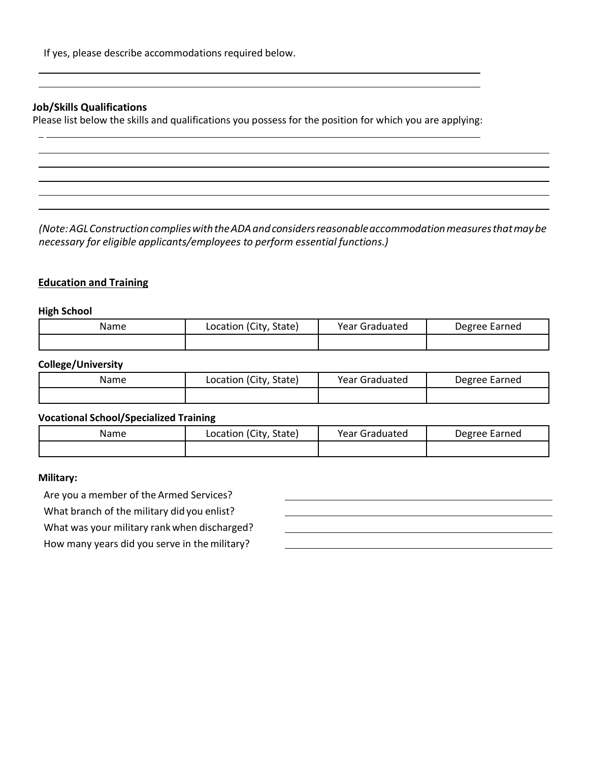If yes, please describe accommodations required below.

**Job/Skills Qualifications**

Please list below the skills and qualifications you possess for the position for which you are applying:

*(Note: AGL Construction complies with the ADA and considers reasonable accommodation measures that may be necessary for eligible applicants/employees to perform essential functions.)*

## Education and Training

**High School**

| Name | Location (City, State) | Year Graduated | Degree Earned |
| --- | --- | --- | --- |
| | | | |

**College/University**

| Name | Location (City, State) | Year Graduated | Degree Earned |
| --- | --- | --- | --- |
| | | | |

**Vocational School/Specialized Training**

| Name | Location (City, State) | Year Graduated | Degree Earned |
| --- | --- | --- | --- |
| | | | |

**Military:**

Are you a member of the Armed Services? ____________________

What branch of the military did you enlist? ____________________

What was your military rank when discharged? ____________________

How many years did you serve in the military? ____________________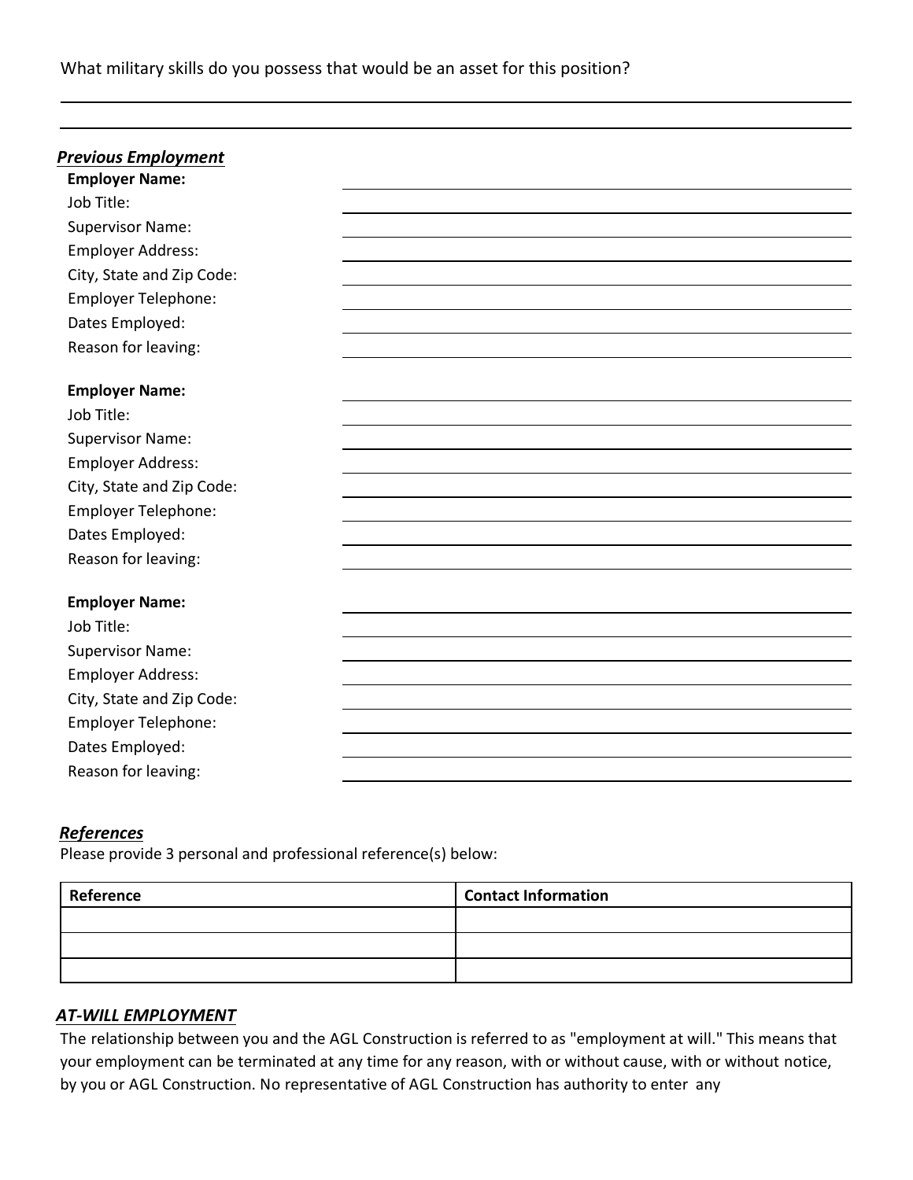What military skills do you possess that would be an asset for this position?

___

___

### *Previous Employment*

**Employer Name:** ___
Job Title: ___
Supervisor Name: ___
Employer Address: ___
City, State and Zip Code: ___
Employer Telephone: ___
Dates Employed: ___
Reason for leaving: ___

**Employer Name:** ___
Job Title: ___
Supervisor Name: ___
Employer Address: ___
City, State and Zip Code: ___
Employer Telephone: ___
Dates Employed: ___
Reason for leaving: ___

**Employer Name:** ___
Job Title: ___
Supervisor Name: ___
Employer Address: ___
City, State and Zip Code: ___
Employer Telephone: ___
Dates Employed: ___
Reason for leaving: ___

### *References*

Please provide 3 personal and professional reference(s) below:

| Reference | Contact Information |
|---|---|
| | |
| | |
| | |

### *AT-WILL EMPLOYMENT*

The relationship between you and the AGL Construction is referred to as "employment at will." This means that your employment can be terminated at any time for any reason, with or without cause, with or without notice, by you or AGL Construction. No representative of AGL Construction has authority to enter any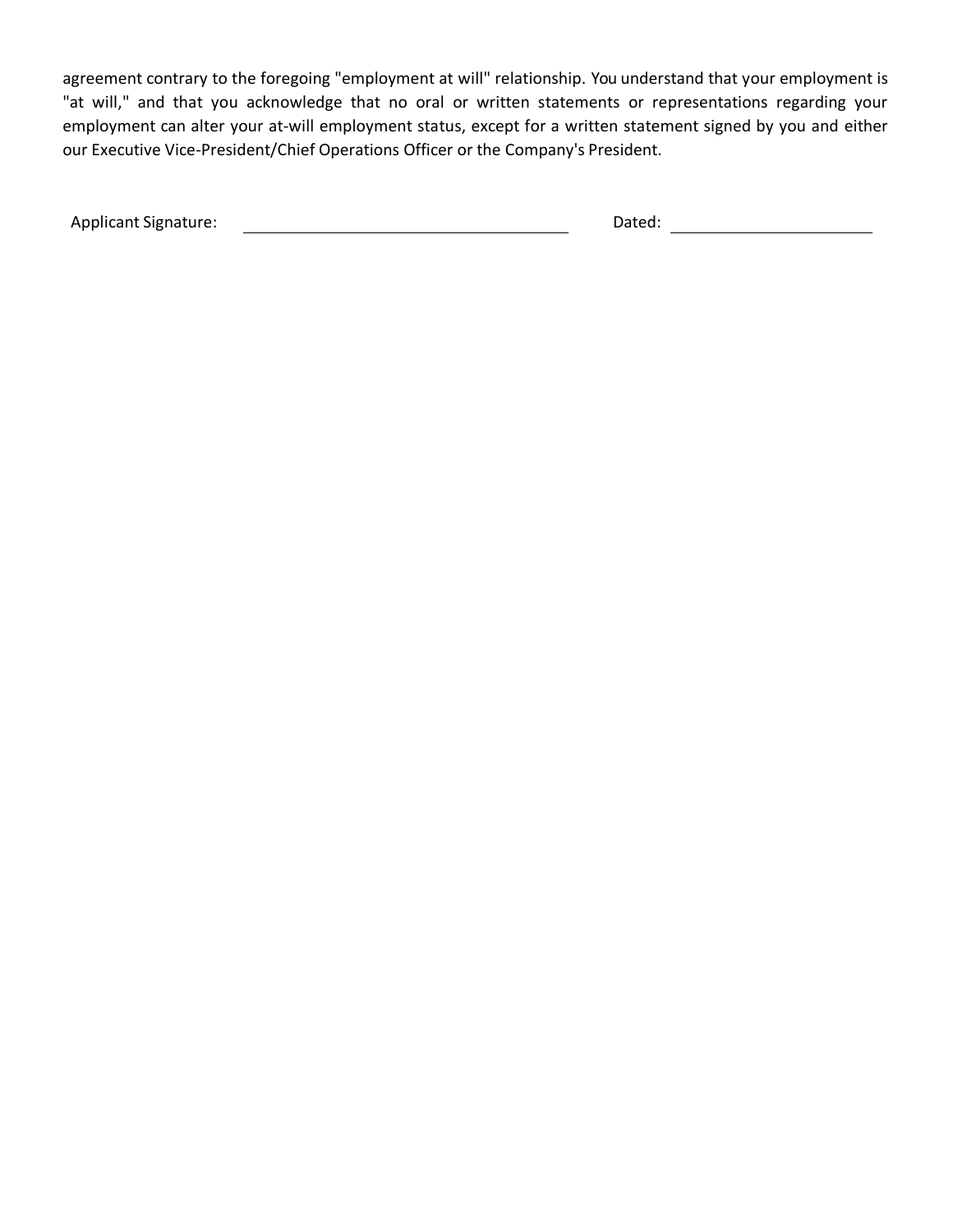agreement contrary to the foregoing "employment at will" relationship. You understand that your employment is "at will," and that you acknowledge that no oral or written statements or representations regarding your employment can alter your at-will employment status, except for a written statement signed by you and either our Executive Vice-President/Chief Operations Officer or the Company's President.

Applicant Signature: ______________________________ Dated: ____________________